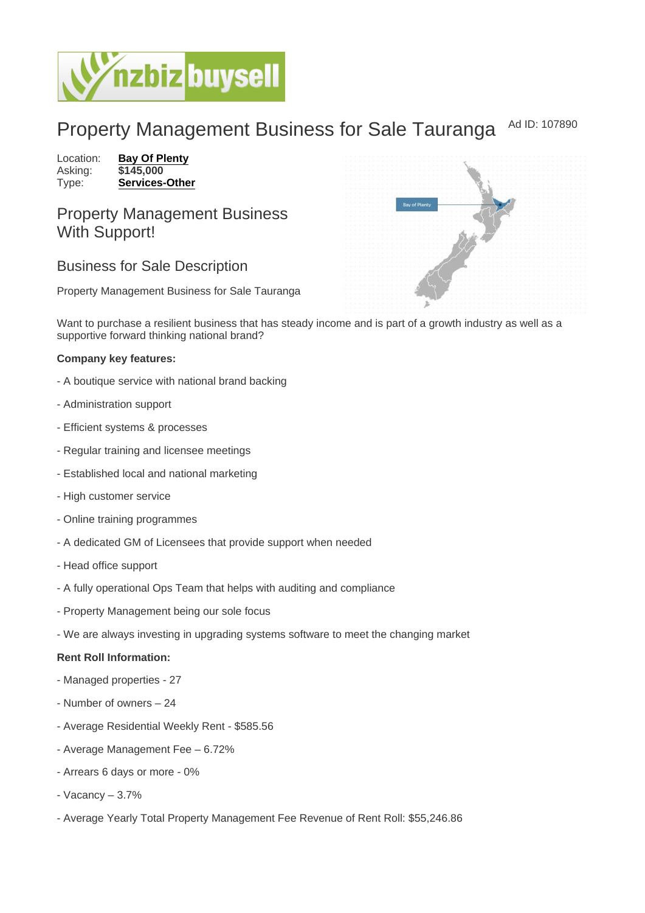# Property Management Business for Sale Tauranga

Ad ID: 107890

Location: **Bay Of Plenty**
Asking: **$145,000**
Type: **Services-Other**

## Property Management Business With Support!

### Business for Sale Description

Property Management Business for Sale Tauranga

Want to purchase a resilient business that has steady income and is part of a growth industry as well as a supportive forward thinking national brand?

**Company key features:**

- A boutique service with national brand backing
- Administration support
- Efficient systems & processes
- Regular training and licensee meetings
- Established local and national marketing
- High customer service
- Online training programmes
- A dedicated GM of Licensees that provide support when needed
- Head office support
- A fully operational Ops Team that helps with auditing and compliance
- Property Management being our sole focus
- We are always investing in upgrading systems software to meet the changing market

**Rent Roll Information:**

- Managed properties - 27
- Number of owners – 24
- Average Residential Weekly Rent - $585.56
- Average Management Fee – 6.72%
- Arrears 6 days or more - 0%
- Vacancy – 3.7%
- Average Yearly Total Property Management Fee Revenue of Rent Roll: $55,246.86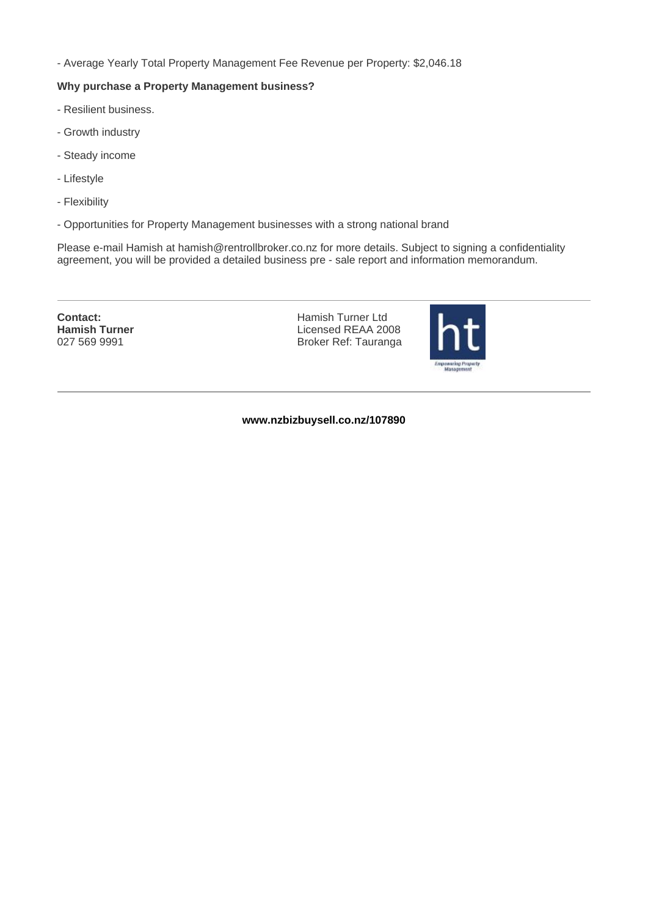- Average Yearly Total Property Management Fee Revenue per Property: $2,046.18

**Why purchase a Property Management business?**

- Resilient business.

- Growth industry

- Steady income

- Lifestyle

- Flexibility

- Opportunities for Property Management businesses with a strong national brand

Please e-mail Hamish at hamish@rentrollbroker.co.nz for more details. Subject to signing a confidentiality agreement, you will be provided a detailed business pre - sale report and information memorandum.

---

**Contact:**
**Hamish Turner**
027 569 9991

Hamish Turner Ltd
Licensed REAA 2008
Broker Ref: Tauranga

---

**www.nzbizbuysell.co.nz/107890**